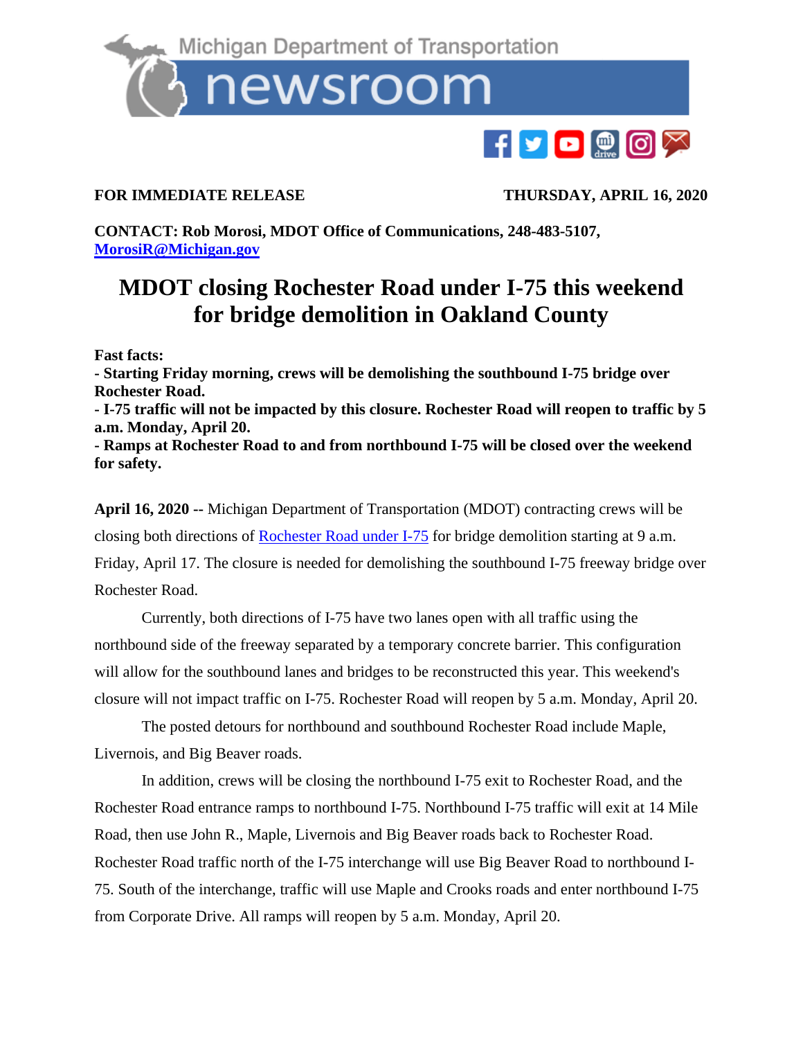Michigan Department of Transportation

newsroom

**FOR IMMEDIATE RELEASE** **THURSDAY, APRIL 16, 2020**

**CONTACT: Rob Morosi, MDOT Office of Communications, 248-483-5107, [MorosiR@Michigan.gov](mailto:MorosiR@Michigan.gov)**

# MDOT closing Rochester Road under I-75 this weekend for bridge demolition in Oakland County

**Fast facts:**
**- Starting Friday morning, crews will be demolishing the southbound I-75 bridge over Rochester Road.**
**- I-75 traffic will not be impacted by this closure. Rochester Road will reopen to traffic by 5 a.m. Monday, April 20.**
**- Ramps at Rochester Road to and from northbound I-75 will be closed over the weekend for safety.**

**April 16, 2020 --** Michigan Department of Transportation (MDOT) contracting crews will be closing both directions of Rochester Road under I-75 for bridge demolition starting at 9 a.m. Friday, April 17. The closure is needed for demolishing the southbound I-75 freeway bridge over Rochester Road.

Currently, both directions of I-75 have two lanes open with all traffic using the northbound side of the freeway separated by a temporary concrete barrier. This configuration will allow for the southbound lanes and bridges to be reconstructed this year. This weekend's closure will not impact traffic on I-75. Rochester Road will reopen by 5 a.m. Monday, April 20.

The posted detours for northbound and southbound Rochester Road include Maple, Livernois, and Big Beaver roads.

In addition, crews will be closing the northbound I-75 exit to Rochester Road, and the Rochester Road entrance ramps to northbound I-75. Northbound I-75 traffic will exit at 14 Mile Road, then use John R., Maple, Livernois and Big Beaver roads back to Rochester Road. Rochester Road traffic north of the I-75 interchange will use Big Beaver Road to northbound I-75. South of the interchange, traffic will use Maple and Crooks roads and enter northbound I-75 from Corporate Drive. All ramps will reopen by 5 a.m. Monday, April 20.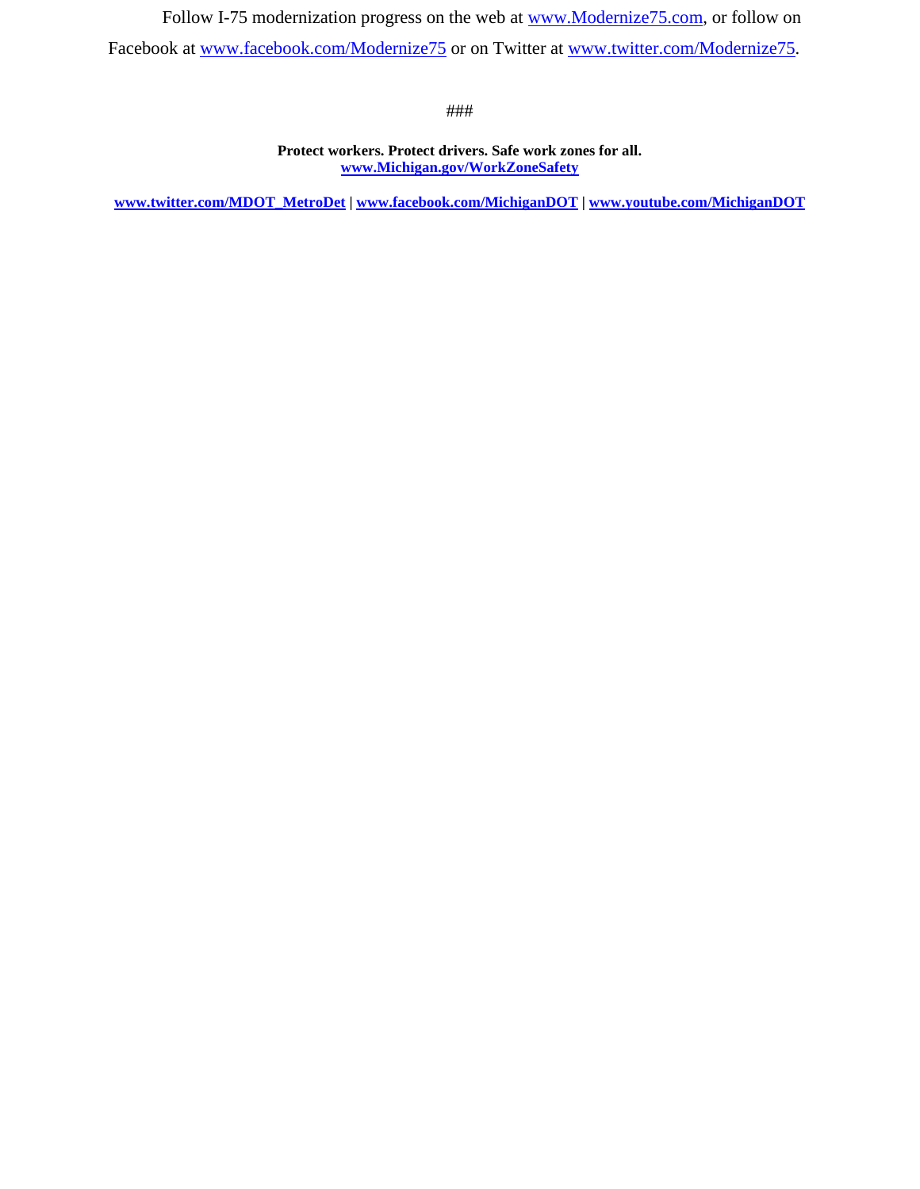Follow I-75 modernization progress on the web at www.Modernize75.com, or follow on Facebook at www.facebook.com/Modernize75 or on Twitter at www.twitter.com/Modernize75.

###

**Protect workers. Protect drivers. Safe work zones for all.**
**www.Michigan.gov/WorkZoneSafety**

**www.twitter.com/MDOT_MetroDet | www.facebook.com/MichiganDOT | www.youtube.com/MichiganDOT**